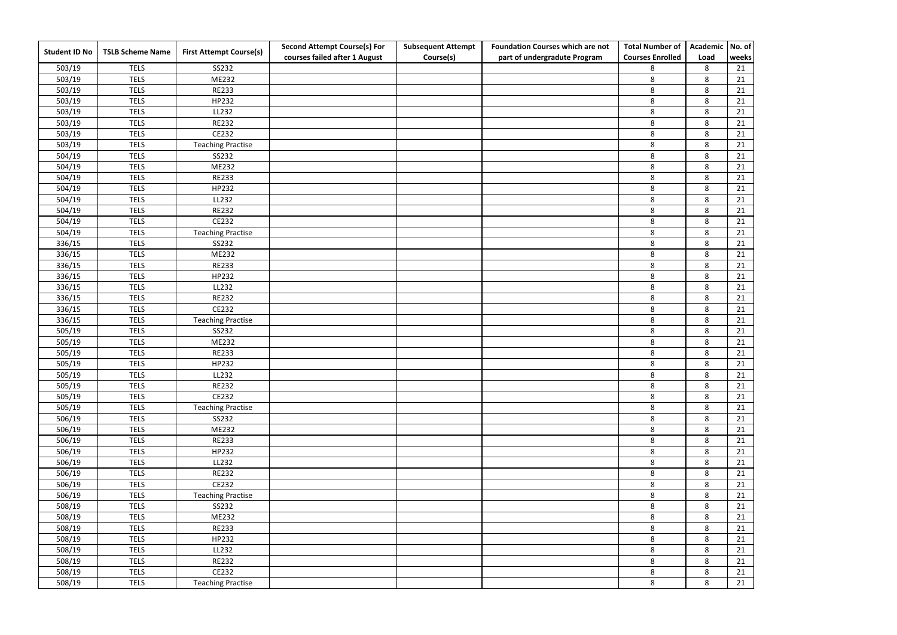| Student ID No | TSLB Scheme Name | First Attempt Course(s) | Second Attempt Course(s) For courses failed after 1 August | Subsequent Attempt Course(s) | Foundation Courses which are not part of undergradute Program | Total Number of Courses Enrolled | Academic Load | No. of weeks |
|---|---|---|---|---|---|---|---|---|
| 503/19 | TELS | SS232 | | | | 8 | 8 | 21 |
| 503/19 | TELS | ME232 | | | | 8 | 8 | 21 |
| 503/19 | TELS | RE233 | | | | 8 | 8 | 21 |
| 503/19 | TELS | HP232 | | | | 8 | 8 | 21 |
| 503/19 | TELS | LL232 | | | | 8 | 8 | 21 |
| 503/19 | TELS | RE232 | | | | 8 | 8 | 21 |
| 503/19 | TELS | CE232 | | | | 8 | 8 | 21 |
| 503/19 | TELS | Teaching Practise | | | | 8 | 8 | 21 |
| 504/19 | TELS | SS232 | | | | 8 | 8 | 21 |
| 504/19 | TELS | ME232 | | | | 8 | 8 | 21 |
| 504/19 | TELS | RE233 | | | | 8 | 8 | 21 |
| 504/19 | TELS | HP232 | | | | 8 | 8 | 21 |
| 504/19 | TELS | LL232 | | | | 8 | 8 | 21 |
| 504/19 | TELS | RE232 | | | | 8 | 8 | 21 |
| 504/19 | TELS | CE232 | | | | 8 | 8 | 21 |
| 504/19 | TELS | Teaching Practise | | | | 8 | 8 | 21 |
| 336/15 | TELS | SS232 | | | | 8 | 8 | 21 |
| 336/15 | TELS | ME232 | | | | 8 | 8 | 21 |
| 336/15 | TELS | RE233 | | | | 8 | 8 | 21 |
| 336/15 | TELS | HP232 | | | | 8 | 8 | 21 |
| 336/15 | TELS | LL232 | | | | 8 | 8 | 21 |
| 336/15 | TELS | RE232 | | | | 8 | 8 | 21 |
| 336/15 | TELS | CE232 | | | | 8 | 8 | 21 |
| 336/15 | TELS | Teaching Practise | | | | 8 | 8 | 21 |
| 505/19 | TELS | SS232 | | | | 8 | 8 | 21 |
| 505/19 | TELS | ME232 | | | | 8 | 8 | 21 |
| 505/19 | TELS | RE233 | | | | 8 | 8 | 21 |
| 505/19 | TELS | HP232 | | | | 8 | 8 | 21 |
| 505/19 | TELS | LL232 | | | | 8 | 8 | 21 |
| 505/19 | TELS | RE232 | | | | 8 | 8 | 21 |
| 505/19 | TELS | CE232 | | | | 8 | 8 | 21 |
| 505/19 | TELS | Teaching Practise | | | | 8 | 8 | 21 |
| 506/19 | TELS | SS232 | | | | 8 | 8 | 21 |
| 506/19 | TELS | ME232 | | | | 8 | 8 | 21 |
| 506/19 | TELS | RE233 | | | | 8 | 8 | 21 |
| 506/19 | TELS | HP232 | | | | 8 | 8 | 21 |
| 506/19 | TELS | LL232 | | | | 8 | 8 | 21 |
| 506/19 | TELS | RE232 | | | | 8 | 8 | 21 |
| 506/19 | TELS | CE232 | | | | 8 | 8 | 21 |
| 506/19 | TELS | Teaching Practise | | | | 8 | 8 | 21 |
| 508/19 | TELS | SS232 | | | | 8 | 8 | 21 |
| 508/19 | TELS | ME232 | | | | 8 | 8 | 21 |
| 508/19 | TELS | RE233 | | | | 8 | 8 | 21 |
| 508/19 | TELS | HP232 | | | | 8 | 8 | 21 |
| 508/19 | TELS | LL232 | | | | 8 | 8 | 21 |
| 508/19 | TELS | RE232 | | | | 8 | 8 | 21 |
| 508/19 | TELS | CE232 | | | | 8 | 8 | 21 |
| 508/19 | TELS | Teaching Practise | | | | 8 | 8 | 21 |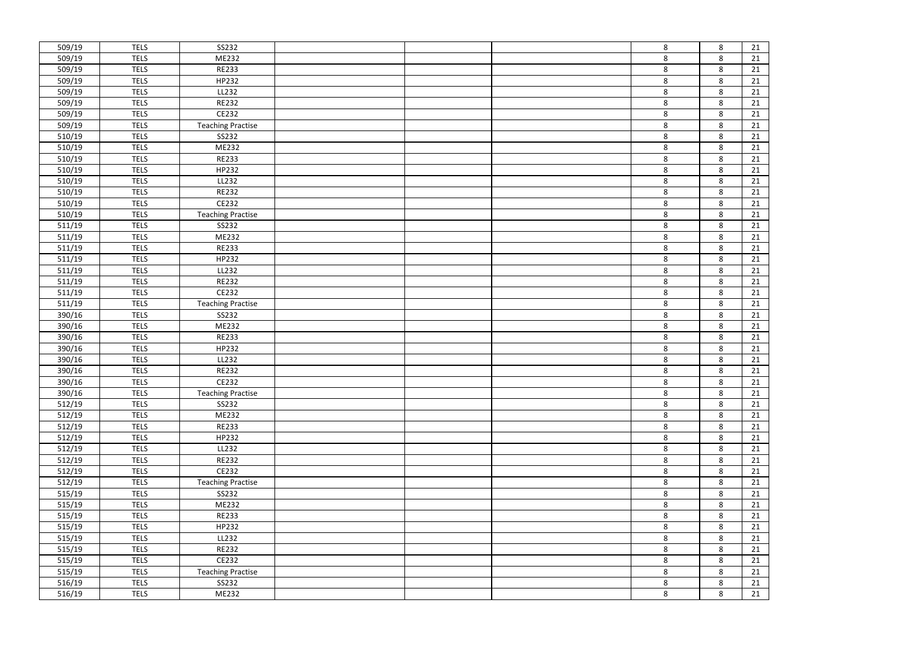|  |  |  |  |  |  |  |  |  |
| --- | --- | --- | --- | --- | --- | --- | --- | --- |
| 509/19 | TELS | SS232 |  |  |  | 8 | 8 | 21 |
| 509/19 | TELS | ME232 |  |  |  | 8 | 8 | 21 |
| 509/19 | TELS | RE233 |  |  |  | 8 | 8 | 21 |
| 509/19 | TELS | HP232 |  |  |  | 8 | 8 | 21 |
| 509/19 | TELS | LL232 |  |  |  | 8 | 8 | 21 |
| 509/19 | TELS | RE232 |  |  |  | 8 | 8 | 21 |
| 509/19 | TELS | CE232 |  |  |  | 8 | 8 | 21 |
| 509/19 | TELS | Teaching Practise |  |  |  | 8 | 8 | 21 |
| 510/19 | TELS | SS232 |  |  |  | 8 | 8 | 21 |
| 510/19 | TELS | ME232 |  |  |  | 8 | 8 | 21 |
| 510/19 | TELS | RE233 |  |  |  | 8 | 8 | 21 |
| 510/19 | TELS | HP232 |  |  |  | 8 | 8 | 21 |
| 510/19 | TELS | LL232 |  |  |  | 8 | 8 | 21 |
| 510/19 | TELS | RE232 |  |  |  | 8 | 8 | 21 |
| 510/19 | TELS | CE232 |  |  |  | 8 | 8 | 21 |
| 510/19 | TELS | Teaching Practise |  |  |  | 8 | 8 | 21 |
| 511/19 | TELS | SS232 |  |  |  | 8 | 8 | 21 |
| 511/19 | TELS | ME232 |  |  |  | 8 | 8 | 21 |
| 511/19 | TELS | RE233 |  |  |  | 8 | 8 | 21 |
| 511/19 | TELS | HP232 |  |  |  | 8 | 8 | 21 |
| 511/19 | TELS | LL232 |  |  |  | 8 | 8 | 21 |
| 511/19 | TELS | RE232 |  |  |  | 8 | 8 | 21 |
| 511/19 | TELS | CE232 |  |  |  | 8 | 8 | 21 |
| 511/19 | TELS | Teaching Practise |  |  |  | 8 | 8 | 21 |
| 390/16 | TELS | SS232 |  |  |  | 8 | 8 | 21 |
| 390/16 | TELS | ME232 |  |  |  | 8 | 8 | 21 |
| 390/16 | TELS | RE233 |  |  |  | 8 | 8 | 21 |
| 390/16 | TELS | HP232 |  |  |  | 8 | 8 | 21 |
| 390/16 | TELS | LL232 |  |  |  | 8 | 8 | 21 |
| 390/16 | TELS | RE232 |  |  |  | 8 | 8 | 21 |
| 390/16 | TELS | CE232 |  |  |  | 8 | 8 | 21 |
| 390/16 | TELS | Teaching Practise |  |  |  | 8 | 8 | 21 |
| 512/19 | TELS | SS232 |  |  |  | 8 | 8 | 21 |
| 512/19 | TELS | ME232 |  |  |  | 8 | 8 | 21 |
| 512/19 | TELS | RE233 |  |  |  | 8 | 8 | 21 |
| 512/19 | TELS | HP232 |  |  |  | 8 | 8 | 21 |
| 512/19 | TELS | LL232 |  |  |  | 8 | 8 | 21 |
| 512/19 | TELS | RE232 |  |  |  | 8 | 8 | 21 |
| 512/19 | TELS | CE232 |  |  |  | 8 | 8 | 21 |
| 512/19 | TELS | Teaching Practise |  |  |  | 8 | 8 | 21 |
| 515/19 | TELS | SS232 |  |  |  | 8 | 8 | 21 |
| 515/19 | TELS | ME232 |  |  |  | 8 | 8 | 21 |
| 515/19 | TELS | RE233 |  |  |  | 8 | 8 | 21 |
| 515/19 | TELS | HP232 |  |  |  | 8 | 8 | 21 |
| 515/19 | TELS | LL232 |  |  |  | 8 | 8 | 21 |
| 515/19 | TELS | RE232 |  |  |  | 8 | 8 | 21 |
| 515/19 | TELS | CE232 |  |  |  | 8 | 8 | 21 |
| 515/19 | TELS | Teaching Practise |  |  |  | 8 | 8 | 21 |
| 516/19 | TELS | SS232 |  |  |  | 8 | 8 | 21 |
| 516/19 | TELS | ME232 |  |  |  | 8 | 8 | 21 |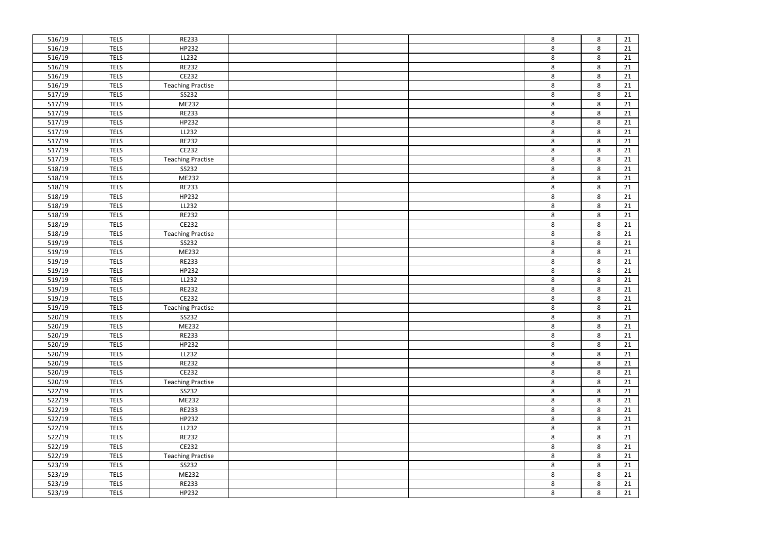|  |  |  |  |  |  |  |  |  |
|---|---|---|---|---|---|---|---|---|
| 516/19 | TELS | RE233 |  |  |  | 8 | 8 | 21 |
| 516/19 | TELS | HP232 |  |  |  | 8 | 8 | 21 |
| 516/19 | TELS | LL232 |  |  |  | 8 | 8 | 21 |
| 516/19 | TELS | RE232 |  |  |  | 8 | 8 | 21 |
| 516/19 | TELS | CE232 |  |  |  | 8 | 8 | 21 |
| 516/19 | TELS | Teaching Practise |  |  |  | 8 | 8 | 21 |
| 517/19 | TELS | SS232 |  |  |  | 8 | 8 | 21 |
| 517/19 | TELS | ME232 |  |  |  | 8 | 8 | 21 |
| 517/19 | TELS | RE233 |  |  |  | 8 | 8 | 21 |
| 517/19 | TELS | HP232 |  |  |  | 8 | 8 | 21 |
| 517/19 | TELS | LL232 |  |  |  | 8 | 8 | 21 |
| 517/19 | TELS | RE232 |  |  |  | 8 | 8 | 21 |
| 517/19 | TELS | CE232 |  |  |  | 8 | 8 | 21 |
| 517/19 | TELS | Teaching Practise |  |  |  | 8 | 8 | 21 |
| 518/19 | TELS | SS232 |  |  |  | 8 | 8 | 21 |
| 518/19 | TELS | ME232 |  |  |  | 8 | 8 | 21 |
| 518/19 | TELS | RE233 |  |  |  | 8 | 8 | 21 |
| 518/19 | TELS | HP232 |  |  |  | 8 | 8 | 21 |
| 518/19 | TELS | LL232 |  |  |  | 8 | 8 | 21 |
| 518/19 | TELS | RE232 |  |  |  | 8 | 8 | 21 |
| 518/19 | TELS | CE232 |  |  |  | 8 | 8 | 21 |
| 518/19 | TELS | Teaching Practise |  |  |  | 8 | 8 | 21 |
| 519/19 | TELS | SS232 |  |  |  | 8 | 8 | 21 |
| 519/19 | TELS | ME232 |  |  |  | 8 | 8 | 21 |
| 519/19 | TELS | RE233 |  |  |  | 8 | 8 | 21 |
| 519/19 | TELS | HP232 |  |  |  | 8 | 8 | 21 |
| 519/19 | TELS | LL232 |  |  |  | 8 | 8 | 21 |
| 519/19 | TELS | RE232 |  |  |  | 8 | 8 | 21 |
| 519/19 | TELS | CE232 |  |  |  | 8 | 8 | 21 |
| 519/19 | TELS | Teaching Practise |  |  |  | 8 | 8 | 21 |
| 520/19 | TELS | SS232 |  |  |  | 8 | 8 | 21 |
| 520/19 | TELS | ME232 |  |  |  | 8 | 8 | 21 |
| 520/19 | TELS | RE233 |  |  |  | 8 | 8 | 21 |
| 520/19 | TELS | HP232 |  |  |  | 8 | 8 | 21 |
| 520/19 | TELS | LL232 |  |  |  | 8 | 8 | 21 |
| 520/19 | TELS | RE232 |  |  |  | 8 | 8 | 21 |
| 520/19 | TELS | CE232 |  |  |  | 8 | 8 | 21 |
| 520/19 | TELS | Teaching Practise |  |  |  | 8 | 8 | 21 |
| 522/19 | TELS | SS232 |  |  |  | 8 | 8 | 21 |
| 522/19 | TELS | ME232 |  |  |  | 8 | 8 | 21 |
| 522/19 | TELS | RE233 |  |  |  | 8 | 8 | 21 |
| 522/19 | TELS | HP232 |  |  |  | 8 | 8 | 21 |
| 522/19 | TELS | LL232 |  |  |  | 8 | 8 | 21 |
| 522/19 | TELS | RE232 |  |  |  | 8 | 8 | 21 |
| 522/19 | TELS | CE232 |  |  |  | 8 | 8 | 21 |
| 522/19 | TELS | Teaching Practise |  |  |  | 8 | 8 | 21 |
| 523/19 | TELS | SS232 |  |  |  | 8 | 8 | 21 |
| 523/19 | TELS | ME232 |  |  |  | 8 | 8 | 21 |
| 523/19 | TELS | RE233 |  |  |  | 8 | 8 | 21 |
| 523/19 | TELS | HP232 |  |  |  | 8 | 8 | 21 |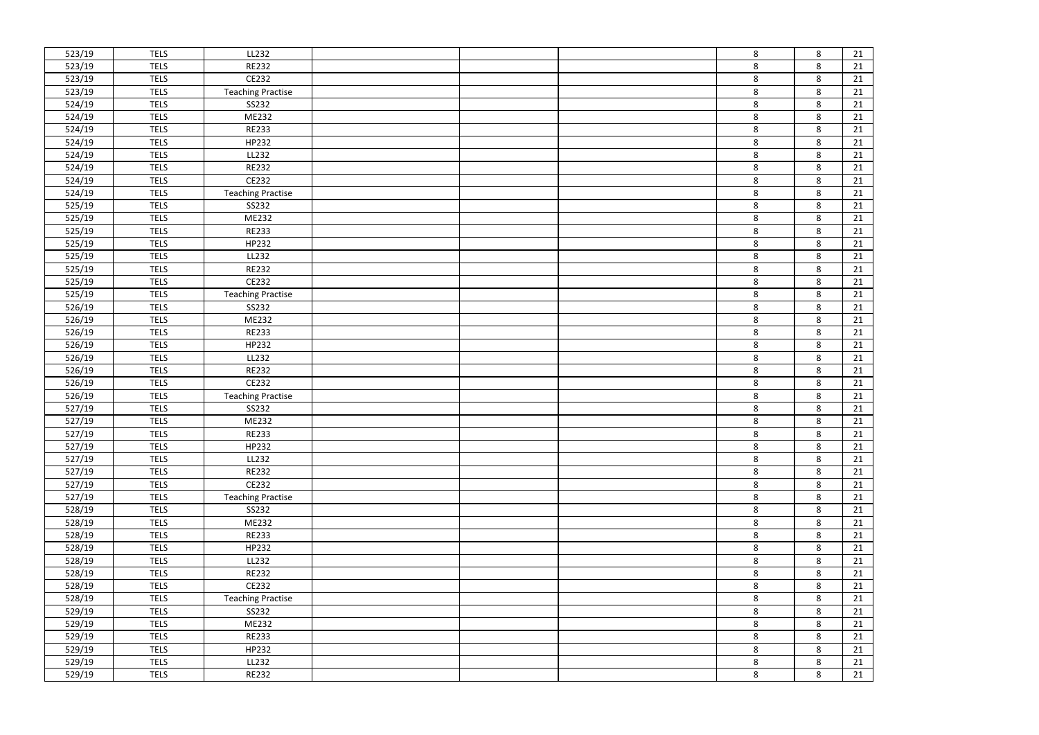| | | | | | | | | |
|---|---|---|---|---|---|---|---|---|
| 523/19 | TELS | LL232 | | | | 8 | 8 | 21 |
| 523/19 | TELS | RE232 | | | | 8 | 8 | 21 |
| 523/19 | TELS | CE232 | | | | 8 | 8 | 21 |
| 523/19 | TELS | Teaching Practise | | | | 8 | 8 | 21 |
| 524/19 | TELS | SS232 | | | | 8 | 8 | 21 |
| 524/19 | TELS | ME232 | | | | 8 | 8 | 21 |
| 524/19 | TELS | RE233 | | | | 8 | 8 | 21 |
| 524/19 | TELS | HP232 | | | | 8 | 8 | 21 |
| 524/19 | TELS | LL232 | | | | 8 | 8 | 21 |
| 524/19 | TELS | RE232 | | | | 8 | 8 | 21 |
| 524/19 | TELS | CE232 | | | | 8 | 8 | 21 |
| 524/19 | TELS | Teaching Practise | | | | 8 | 8 | 21 |
| 525/19 | TELS | SS232 | | | | 8 | 8 | 21 |
| 525/19 | TELS | ME232 | | | | 8 | 8 | 21 |
| 525/19 | TELS | RE233 | | | | 8 | 8 | 21 |
| 525/19 | TELS | HP232 | | | | 8 | 8 | 21 |
| 525/19 | TELS | LL232 | | | | 8 | 8 | 21 |
| 525/19 | TELS | RE232 | | | | 8 | 8 | 21 |
| 525/19 | TELS | CE232 | | | | 8 | 8 | 21 |
| 525/19 | TELS | Teaching Practise | | | | 8 | 8 | 21 |
| 526/19 | TELS | SS232 | | | | 8 | 8 | 21 |
| 526/19 | TELS | ME232 | | | | 8 | 8 | 21 |
| 526/19 | TELS | RE233 | | | | 8 | 8 | 21 |
| 526/19 | TELS | HP232 | | | | 8 | 8 | 21 |
| 526/19 | TELS | LL232 | | | | 8 | 8 | 21 |
| 526/19 | TELS | RE232 | | | | 8 | 8 | 21 |
| 526/19 | TELS | CE232 | | | | 8 | 8 | 21 |
| 526/19 | TELS | Teaching Practise | | | | 8 | 8 | 21 |
| 527/19 | TELS | SS232 | | | | 8 | 8 | 21 |
| 527/19 | TELS | ME232 | | | | 8 | 8 | 21 |
| 527/19 | TELS | RE233 | | | | 8 | 8 | 21 |
| 527/19 | TELS | HP232 | | | | 8 | 8 | 21 |
| 527/19 | TELS | LL232 | | | | 8 | 8 | 21 |
| 527/19 | TELS | RE232 | | | | 8 | 8 | 21 |
| 527/19 | TELS | CE232 | | | | 8 | 8 | 21 |
| 527/19 | TELS | Teaching Practise | | | | 8 | 8 | 21 |
| 528/19 | TELS | SS232 | | | | 8 | 8 | 21 |
| 528/19 | TELS | ME232 | | | | 8 | 8 | 21 |
| 528/19 | TELS | RE233 | | | | 8 | 8 | 21 |
| 528/19 | TELS | HP232 | | | | 8 | 8 | 21 |
| 528/19 | TELS | LL232 | | | | 8 | 8 | 21 |
| 528/19 | TELS | RE232 | | | | 8 | 8 | 21 |
| 528/19 | TELS | CE232 | | | | 8 | 8 | 21 |
| 528/19 | TELS | Teaching Practise | | | | 8 | 8 | 21 |
| 529/19 | TELS | SS232 | | | | 8 | 8 | 21 |
| 529/19 | TELS | ME232 | | | | 8 | 8 | 21 |
| 529/19 | TELS | RE233 | | | | 8 | 8 | 21 |
| 529/19 | TELS | HP232 | | | | 8 | 8 | 21 |
| 529/19 | TELS | LL232 | | | | 8 | 8 | 21 |
| 529/19 | TELS | RE232 | | | | 8 | 8 | 21 |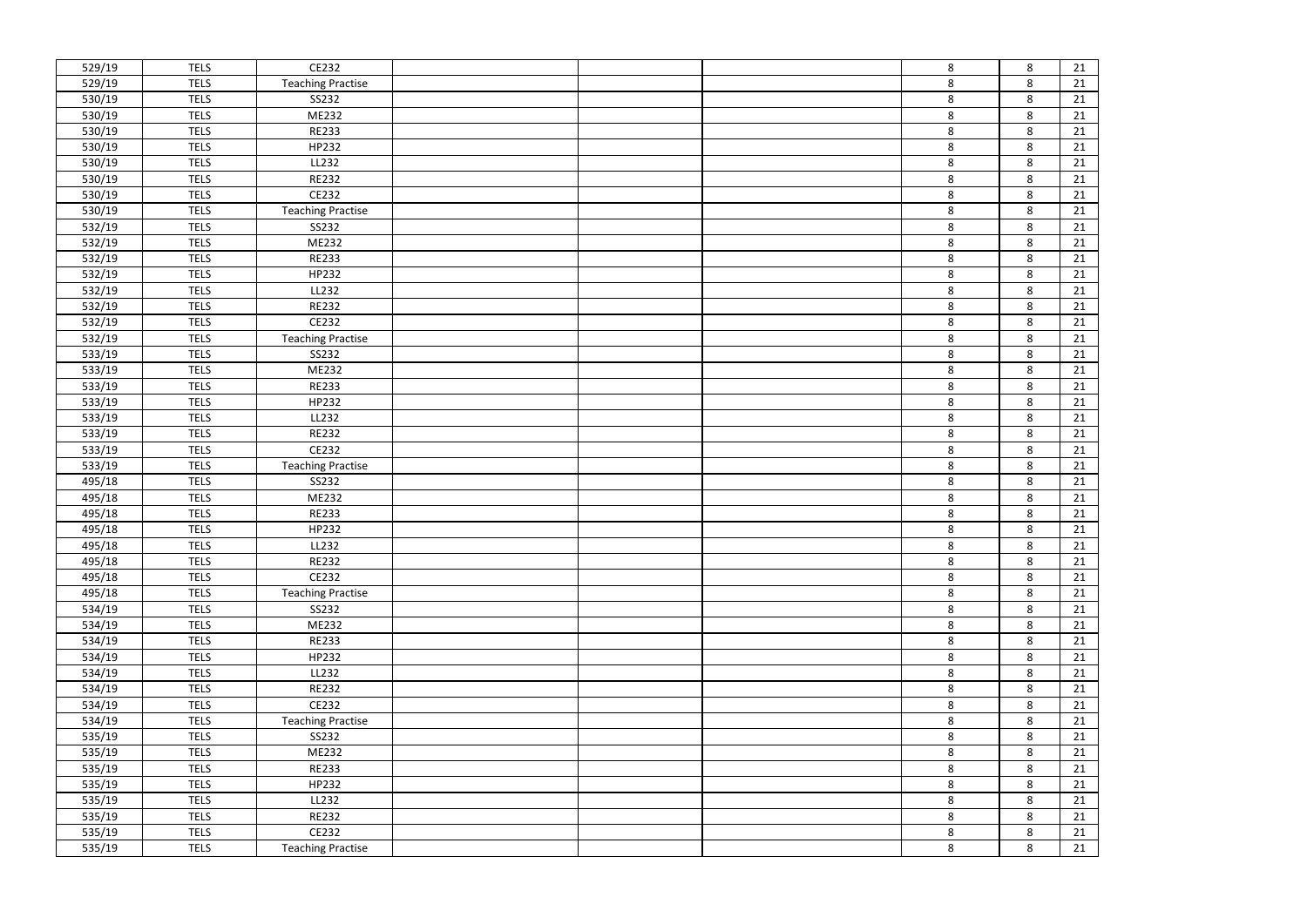| | | | | | | | | |
|---|---|---|---|---|---|---|---|---|
| 529/19 | TELS | CE232 | | | | 8 | 8 | 21 |
| 529/19 | TELS | Teaching Practise | | | | 8 | 8 | 21 |
| 530/19 | TELS | SS232 | | | | 8 | 8 | 21 |
| 530/19 | TELS | ME232 | | | | 8 | 8 | 21 |
| 530/19 | TELS | RE233 | | | | 8 | 8 | 21 |
| 530/19 | TELS | HP232 | | | | 8 | 8 | 21 |
| 530/19 | TELS | LL232 | | | | 8 | 8 | 21 |
| 530/19 | TELS | RE232 | | | | 8 | 8 | 21 |
| 530/19 | TELS | CE232 | | | | 8 | 8 | 21 |
| 530/19 | TELS | Teaching Practise | | | | 8 | 8 | 21 |
| 532/19 | TELS | SS232 | | | | 8 | 8 | 21 |
| 532/19 | TELS | ME232 | | | | 8 | 8 | 21 |
| 532/19 | TELS | RE233 | | | | 8 | 8 | 21 |
| 532/19 | TELS | HP232 | | | | 8 | 8 | 21 |
| 532/19 | TELS | LL232 | | | | 8 | 8 | 21 |
| 532/19 | TELS | RE232 | | | | 8 | 8 | 21 |
| 532/19 | TELS | CE232 | | | | 8 | 8 | 21 |
| 532/19 | TELS | Teaching Practise | | | | 8 | 8 | 21 |
| 533/19 | TELS | SS232 | | | | 8 | 8 | 21 |
| 533/19 | TELS | ME232 | | | | 8 | 8 | 21 |
| 533/19 | TELS | RE233 | | | | 8 | 8 | 21 |
| 533/19 | TELS | HP232 | | | | 8 | 8 | 21 |
| 533/19 | TELS | LL232 | | | | 8 | 8 | 21 |
| 533/19 | TELS | RE232 | | | | 8 | 8 | 21 |
| 533/19 | TELS | CE232 | | | | 8 | 8 | 21 |
| 533/19 | TELS | Teaching Practise | | | | 8 | 8 | 21 |
| 495/18 | TELS | SS232 | | | | 8 | 8 | 21 |
| 495/18 | TELS | ME232 | | | | 8 | 8 | 21 |
| 495/18 | TELS | RE233 | | | | 8 | 8 | 21 |
| 495/18 | TELS | HP232 | | | | 8 | 8 | 21 |
| 495/18 | TELS | LL232 | | | | 8 | 8 | 21 |
| 495/18 | TELS | RE232 | | | | 8 | 8 | 21 |
| 495/18 | TELS | CE232 | | | | 8 | 8 | 21 |
| 495/18 | TELS | Teaching Practise | | | | 8 | 8 | 21 |
| 534/19 | TELS | SS232 | | | | 8 | 8 | 21 |
| 534/19 | TELS | ME232 | | | | 8 | 8 | 21 |
| 534/19 | TELS | RE233 | | | | 8 | 8 | 21 |
| 534/19 | TELS | HP232 | | | | 8 | 8 | 21 |
| 534/19 | TELS | LL232 | | | | 8 | 8 | 21 |
| 534/19 | TELS | RE232 | | | | 8 | 8 | 21 |
| 534/19 | TELS | CE232 | | | | 8 | 8 | 21 |
| 534/19 | TELS | Teaching Practise | | | | 8 | 8 | 21 |
| 535/19 | TELS | SS232 | | | | 8 | 8 | 21 |
| 535/19 | TELS | ME232 | | | | 8 | 8 | 21 |
| 535/19 | TELS | RE233 | | | | 8 | 8 | 21 |
| 535/19 | TELS | HP232 | | | | 8 | 8 | 21 |
| 535/19 | TELS | LL232 | | | | 8 | 8 | 21 |
| 535/19 | TELS | RE232 | | | | 8 | 8 | 21 |
| 535/19 | TELS | CE232 | | | | 8 | 8 | 21 |
| 535/19 | TELS | Teaching Practise | | | | 8 | 8 | 21 |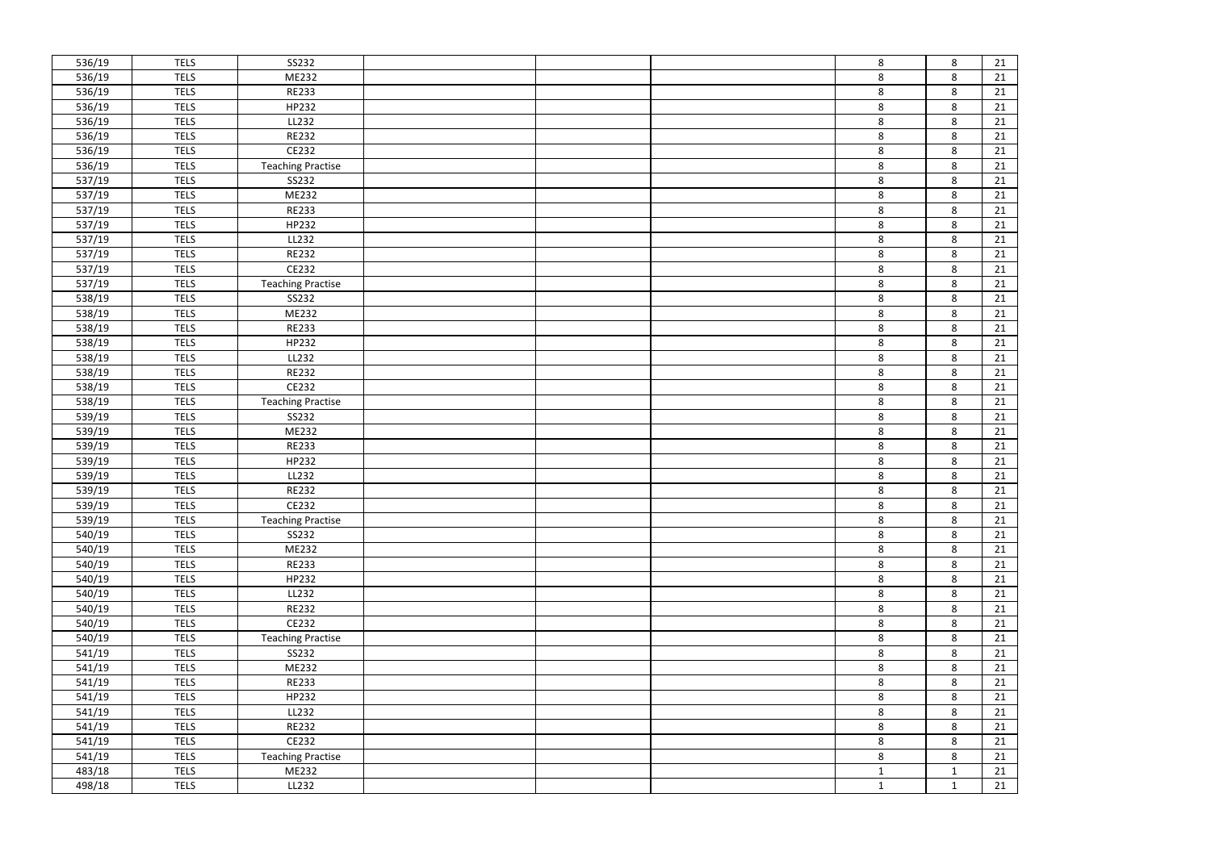| | | | | | | | | |
|---|---|---|---|---|---|---|---|---|
| 536/19 | TELS | SS232 | | | | 8 | 8 | 21 |
| 536/19 | TELS | ME232 | | | | 8 | 8 | 21 |
| 536/19 | TELS | RE233 | | | | 8 | 8 | 21 |
| 536/19 | TELS | HP232 | | | | 8 | 8 | 21 |
| 536/19 | TELS | LL232 | | | | 8 | 8 | 21 |
| 536/19 | TELS | RE232 | | | | 8 | 8 | 21 |
| 536/19 | TELS | CE232 | | | | 8 | 8 | 21 |
| 536/19 | TELS | Teaching Practise | | | | 8 | 8 | 21 |
| 537/19 | TELS | SS232 | | | | 8 | 8 | 21 |
| 537/19 | TELS | ME232 | | | | 8 | 8 | 21 |
| 537/19 | TELS | RE233 | | | | 8 | 8 | 21 |
| 537/19 | TELS | HP232 | | | | 8 | 8 | 21 |
| 537/19 | TELS | LL232 | | | | 8 | 8 | 21 |
| 537/19 | TELS | RE232 | | | | 8 | 8 | 21 |
| 537/19 | TELS | CE232 | | | | 8 | 8 | 21 |
| 537/19 | TELS | Teaching Practise | | | | 8 | 8 | 21 |
| 538/19 | TELS | SS232 | | | | 8 | 8 | 21 |
| 538/19 | TELS | ME232 | | | | 8 | 8 | 21 |
| 538/19 | TELS | RE233 | | | | 8 | 8 | 21 |
| 538/19 | TELS | HP232 | | | | 8 | 8 | 21 |
| 538/19 | TELS | LL232 | | | | 8 | 8 | 21 |
| 538/19 | TELS | RE232 | | | | 8 | 8 | 21 |
| 538/19 | TELS | CE232 | | | | 8 | 8 | 21 |
| 538/19 | TELS | Teaching Practise | | | | 8 | 8 | 21 |
| 539/19 | TELS | SS232 | | | | 8 | 8 | 21 |
| 539/19 | TELS | ME232 | | | | 8 | 8 | 21 |
| 539/19 | TELS | RE233 | | | | 8 | 8 | 21 |
| 539/19 | TELS | HP232 | | | | 8 | 8 | 21 |
| 539/19 | TELS | LL232 | | | | 8 | 8 | 21 |
| 539/19 | TELS | RE232 | | | | 8 | 8 | 21 |
| 539/19 | TELS | CE232 | | | | 8 | 8 | 21 |
| 539/19 | TELS | Teaching Practise | | | | 8 | 8 | 21 |
| 540/19 | TELS | SS232 | | | | 8 | 8 | 21 |
| 540/19 | TELS | ME232 | | | | 8 | 8 | 21 |
| 540/19 | TELS | RE233 | | | | 8 | 8 | 21 |
| 540/19 | TELS | HP232 | | | | 8 | 8 | 21 |
| 540/19 | TELS | LL232 | | | | 8 | 8 | 21 |
| 540/19 | TELS | RE232 | | | | 8 | 8 | 21 |
| 540/19 | TELS | CE232 | | | | 8 | 8 | 21 |
| 540/19 | TELS | Teaching Practise | | | | 8 | 8 | 21 |
| 541/19 | TELS | SS232 | | | | 8 | 8 | 21 |
| 541/19 | TELS | ME232 | | | | 8 | 8 | 21 |
| 541/19 | TELS | RE233 | | | | 8 | 8 | 21 |
| 541/19 | TELS | HP232 | | | | 8 | 8 | 21 |
| 541/19 | TELS | LL232 | | | | 8 | 8 | 21 |
| 541/19 | TELS | RE232 | | | | 8 | 8 | 21 |
| 541/19 | TELS | CE232 | | | | 8 | 8 | 21 |
| 541/19 | TELS | Teaching Practise | | | | 8 | 8 | 21 |
| 483/18 | TELS | ME232 | | | | 1 | 1 | 21 |
| 498/18 | TELS | LL232 | | | | 1 | 1 | 21 |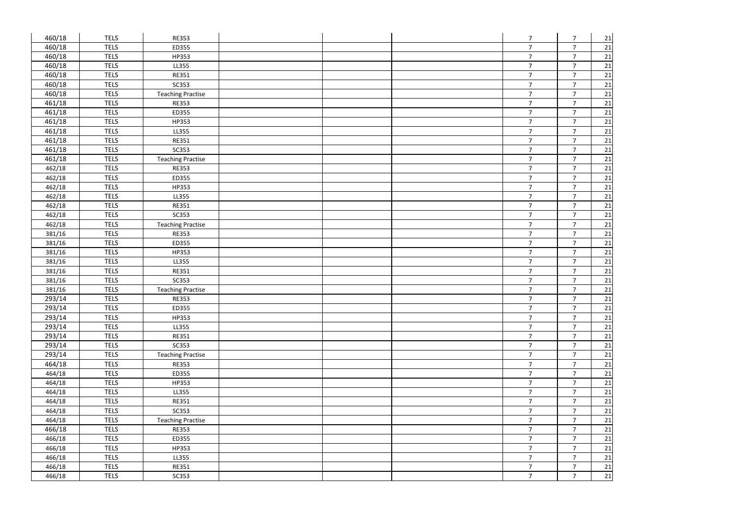| | | | | | | | | |
|---|---|---|---|---|---|---|---|---|
| 460/18 | TELS | RE353 | | | | 7 | 7 | 21 |
| 460/18 | TELS | ED355 | | | | 7 | 7 | 21 |
| 460/18 | TELS | HP353 | | | | 7 | 7 | 21 |
| 460/18 | TELS | LL355 | | | | 7 | 7 | 21 |
| 460/18 | TELS | RE351 | | | | 7 | 7 | 21 |
| 460/18 | TELS | SC353 | | | | 7 | 7 | 21 |
| 460/18 | TELS | Teaching Practise | | | | 7 | 7 | 21 |
| 461/18 | TELS | RE353 | | | | 7 | 7 | 21 |
| 461/18 | TELS | ED355 | | | | 7 | 7 | 21 |
| 461/18 | TELS | HP353 | | | | 7 | 7 | 21 |
| 461/18 | TELS | LL355 | | | | 7 | 7 | 21 |
| 461/18 | TELS | RE351 | | | | 7 | 7 | 21 |
| 461/18 | TELS | SC353 | | | | 7 | 7 | 21 |
| 461/18 | TELS | Teaching Practise | | | | 7 | 7 | 21 |
| 462/18 | TELS | RE353 | | | | 7 | 7 | 21 |
| 462/18 | TELS | ED355 | | | | 7 | 7 | 21 |
| 462/18 | TELS | HP353 | | | | 7 | 7 | 21 |
| 462/18 | TELS | LL355 | | | | 7 | 7 | 21 |
| 462/18 | TELS | RE351 | | | | 7 | 7 | 21 |
| 462/18 | TELS | SC353 | | | | 7 | 7 | 21 |
| 462/18 | TELS | Teaching Practise | | | | 7 | 7 | 21 |
| 381/16 | TELS | RE353 | | | | 7 | 7 | 21 |
| 381/16 | TELS | ED355 | | | | 7 | 7 | 21 |
| 381/16 | TELS | HP353 | | | | 7 | 7 | 21 |
| 381/16 | TELS | LL355 | | | | 7 | 7 | 21 |
| 381/16 | TELS | RE351 | | | | 7 | 7 | 21 |
| 381/16 | TELS | SC353 | | | | 7 | 7 | 21 |
| 381/16 | TELS | Teaching Practise | | | | 7 | 7 | 21 |
| 293/14 | TELS | RE353 | | | | 7 | 7 | 21 |
| 293/14 | TELS | ED355 | | | | 7 | 7 | 21 |
| 293/14 | TELS | HP353 | | | | 7 | 7 | 21 |
| 293/14 | TELS | LL355 | | | | 7 | 7 | 21 |
| 293/14 | TELS | RE351 | | | | 7 | 7 | 21 |
| 293/14 | TELS | SC353 | | | | 7 | 7 | 21 |
| 293/14 | TELS | Teaching Practise | | | | 7 | 7 | 21 |
| 464/18 | TELS | RE353 | | | | 7 | 7 | 21 |
| 464/18 | TELS | ED355 | | | | 7 | 7 | 21 |
| 464/18 | TELS | HP353 | | | | 7 | 7 | 21 |
| 464/18 | TELS | LL355 | | | | 7 | 7 | 21 |
| 464/18 | TELS | RE351 | | | | 7 | 7 | 21 |
| 464/18 | TELS | SC353 | | | | 7 | 7 | 21 |
| 464/18 | TELS | Teaching Practise | | | | 7 | 7 | 21 |
| 466/18 | TELS | RE353 | | | | 7 | 7 | 21 |
| 466/18 | TELS | ED355 | | | | 7 | 7 | 21 |
| 466/18 | TELS | HP353 | | | | 7 | 7 | 21 |
| 466/18 | TELS | LL355 | | | | 7 | 7 | 21 |
| 466/18 | TELS | RE351 | | | | 7 | 7 | 21 |
| 466/18 | TELS | SC353 | | | | 7 | 7 | 21 |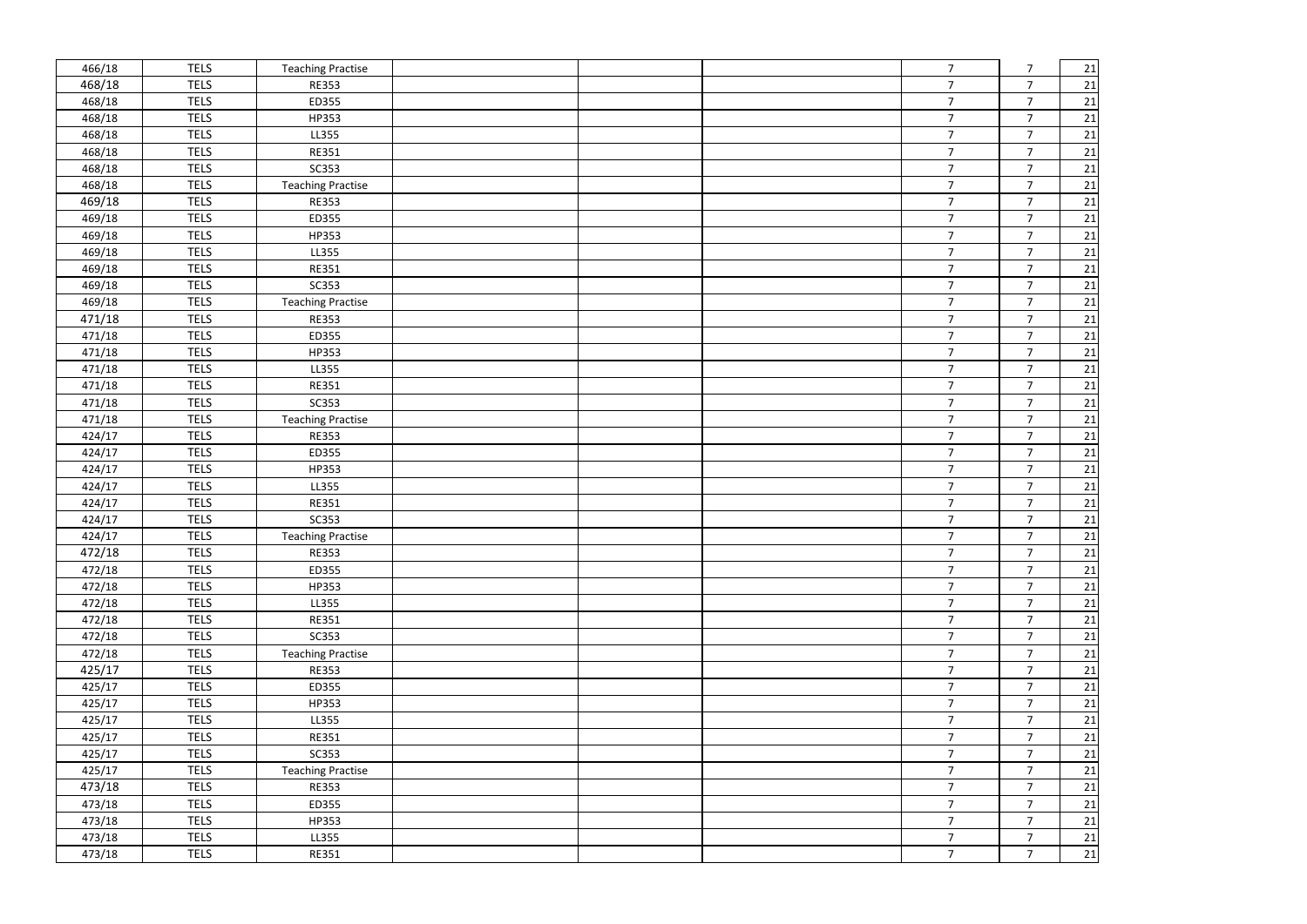| | | | | | | | | |
|---|---|---|---|---|---|---|---|---|
| 466/18 | TELS | Teaching Practise | | | | 7 | 7 | 21 |
| 468/18 | TELS | RE353 | | | | 7 | 7 | 21 |
| 468/18 | TELS | ED355 | | | | 7 | 7 | 21 |
| 468/18 | TELS | HP353 | | | | 7 | 7 | 21 |
| 468/18 | TELS | LL355 | | | | 7 | 7 | 21 |
| 468/18 | TELS | RE351 | | | | 7 | 7 | 21 |
| 468/18 | TELS | SC353 | | | | 7 | 7 | 21 |
| 468/18 | TELS | Teaching Practise | | | | 7 | 7 | 21 |
| 469/18 | TELS | RE353 | | | | 7 | 7 | 21 |
| 469/18 | TELS | ED355 | | | | 7 | 7 | 21 |
| 469/18 | TELS | HP353 | | | | 7 | 7 | 21 |
| 469/18 | TELS | LL355 | | | | 7 | 7 | 21 |
| 469/18 | TELS | RE351 | | | | 7 | 7 | 21 |
| 469/18 | TELS | SC353 | | | | 7 | 7 | 21 |
| 469/18 | TELS | Teaching Practise | | | | 7 | 7 | 21 |
| 471/18 | TELS | RE353 | | | | 7 | 7 | 21 |
| 471/18 | TELS | ED355 | | | | 7 | 7 | 21 |
| 471/18 | TELS | HP353 | | | | 7 | 7 | 21 |
| 471/18 | TELS | LL355 | | | | 7 | 7 | 21 |
| 471/18 | TELS | RE351 | | | | 7 | 7 | 21 |
| 471/18 | TELS | SC353 | | | | 7 | 7 | 21 |
| 471/18 | TELS | Teaching Practise | | | | 7 | 7 | 21 |
| 424/17 | TELS | RE353 | | | | 7 | 7 | 21 |
| 424/17 | TELS | ED355 | | | | 7 | 7 | 21 |
| 424/17 | TELS | HP353 | | | | 7 | 7 | 21 |
| 424/17 | TELS | LL355 | | | | 7 | 7 | 21 |
| 424/17 | TELS | RE351 | | | | 7 | 7 | 21 |
| 424/17 | TELS | SC353 | | | | 7 | 7 | 21 |
| 424/17 | TELS | Teaching Practise | | | | 7 | 7 | 21 |
| 472/18 | TELS | RE353 | | | | 7 | 7 | 21 |
| 472/18 | TELS | ED355 | | | | 7 | 7 | 21 |
| 472/18 | TELS | HP353 | | | | 7 | 7 | 21 |
| 472/18 | TELS | LL355 | | | | 7 | 7 | 21 |
| 472/18 | TELS | RE351 | | | | 7 | 7 | 21 |
| 472/18 | TELS | SC353 | | | | 7 | 7 | 21 |
| 472/18 | TELS | Teaching Practise | | | | 7 | 7 | 21 |
| 425/17 | TELS | RE353 | | | | 7 | 7 | 21 |
| 425/17 | TELS | ED355 | | | | 7 | 7 | 21 |
| 425/17 | TELS | HP353 | | | | 7 | 7 | 21 |
| 425/17 | TELS | LL355 | | | | 7 | 7 | 21 |
| 425/17 | TELS | RE351 | | | | 7 | 7 | 21 |
| 425/17 | TELS | SC353 | | | | 7 | 7 | 21 |
| 425/17 | TELS | Teaching Practise | | | | 7 | 7 | 21 |
| 473/18 | TELS | RE353 | | | | 7 | 7 | 21 |
| 473/18 | TELS | ED355 | | | | 7 | 7 | 21 |
| 473/18 | TELS | HP353 | | | | 7 | 7 | 21 |
| 473/18 | TELS | LL355 | | | | 7 | 7 | 21 |
| 473/18 | TELS | RE351 | | | | 7 | 7 | 21 |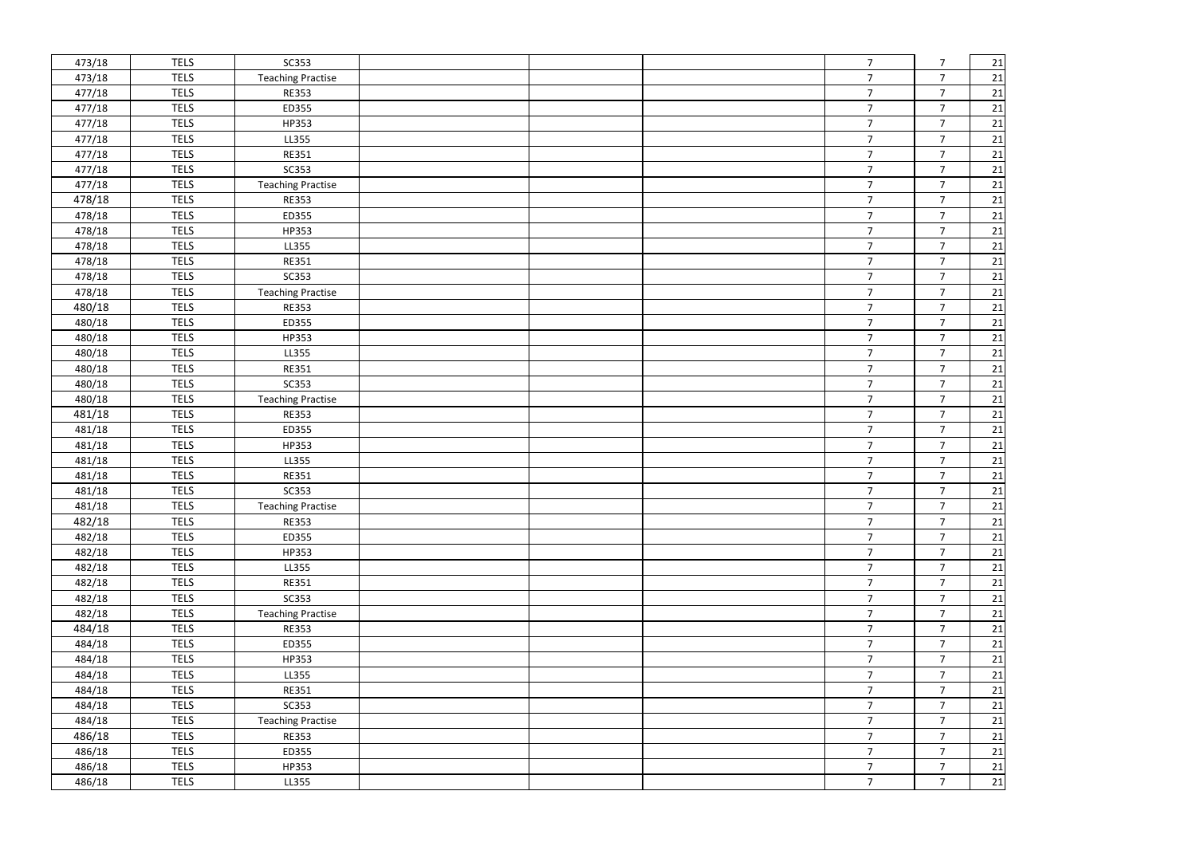| | | | | | | | | |
|---|---|---|---|---|---|---|---|---|
| 473/18 | TELS | SC353 | | | | 7 | 7 | 21 |
| 473/18 | TELS | Teaching Practise | | | | 7 | 7 | 21 |
| 477/18 | TELS | RE353 | | | | 7 | 7 | 21 |
| 477/18 | TELS | ED355 | | | | 7 | 7 | 21 |
| 477/18 | TELS | HP353 | | | | 7 | 7 | 21 |
| 477/18 | TELS | LL355 | | | | 7 | 7 | 21 |
| 477/18 | TELS | RE351 | | | | 7 | 7 | 21 |
| 477/18 | TELS | SC353 | | | | 7 | 7 | 21 |
| 477/18 | TELS | Teaching Practise | | | | 7 | 7 | 21 |
| 478/18 | TELS | RE353 | | | | 7 | 7 | 21 |
| 478/18 | TELS | ED355 | | | | 7 | 7 | 21 |
| 478/18 | TELS | HP353 | | | | 7 | 7 | 21 |
| 478/18 | TELS | LL355 | | | | 7 | 7 | 21 |
| 478/18 | TELS | RE351 | | | | 7 | 7 | 21 |
| 478/18 | TELS | SC353 | | | | 7 | 7 | 21 |
| 478/18 | TELS | Teaching Practise | | | | 7 | 7 | 21 |
| 480/18 | TELS | RE353 | | | | 7 | 7 | 21 |
| 480/18 | TELS | ED355 | | | | 7 | 7 | 21 |
| 480/18 | TELS | HP353 | | | | 7 | 7 | 21 |
| 480/18 | TELS | LL355 | | | | 7 | 7 | 21 |
| 480/18 | TELS | RE351 | | | | 7 | 7 | 21 |
| 480/18 | TELS | SC353 | | | | 7 | 7 | 21 |
| 480/18 | TELS | Teaching Practise | | | | 7 | 7 | 21 |
| 481/18 | TELS | RE353 | | | | 7 | 7 | 21 |
| 481/18 | TELS | ED355 | | | | 7 | 7 | 21 |
| 481/18 | TELS | HP353 | | | | 7 | 7 | 21 |
| 481/18 | TELS | LL355 | | | | 7 | 7 | 21 |
| 481/18 | TELS | RE351 | | | | 7 | 7 | 21 |
| 481/18 | TELS | SC353 | | | | 7 | 7 | 21 |
| 481/18 | TELS | Teaching Practise | | | | 7 | 7 | 21 |
| 482/18 | TELS | RE353 | | | | 7 | 7 | 21 |
| 482/18 | TELS | ED355 | | | | 7 | 7 | 21 |
| 482/18 | TELS | HP353 | | | | 7 | 7 | 21 |
| 482/18 | TELS | LL355 | | | | 7 | 7 | 21 |
| 482/18 | TELS | RE351 | | | | 7 | 7 | 21 |
| 482/18 | TELS | SC353 | | | | 7 | 7 | 21 |
| 482/18 | TELS | Teaching Practise | | | | 7 | 7 | 21 |
| 484/18 | TELS | RE353 | | | | 7 | 7 | 21 |
| 484/18 | TELS | ED355 | | | | 7 | 7 | 21 |
| 484/18 | TELS | HP353 | | | | 7 | 7 | 21 |
| 484/18 | TELS | LL355 | | | | 7 | 7 | 21 |
| 484/18 | TELS | RE351 | | | | 7 | 7 | 21 |
| 484/18 | TELS | SC353 | | | | 7 | 7 | 21 |
| 484/18 | TELS | Teaching Practise | | | | 7 | 7 | 21 |
| 486/18 | TELS | RE353 | | | | 7 | 7 | 21 |
| 486/18 | TELS | ED355 | | | | 7 | 7 | 21 |
| 486/18 | TELS | HP353 | | | | 7 | 7 | 21 |
| 486/18 | TELS | LL355 | | | | 7 | 7 | 21 |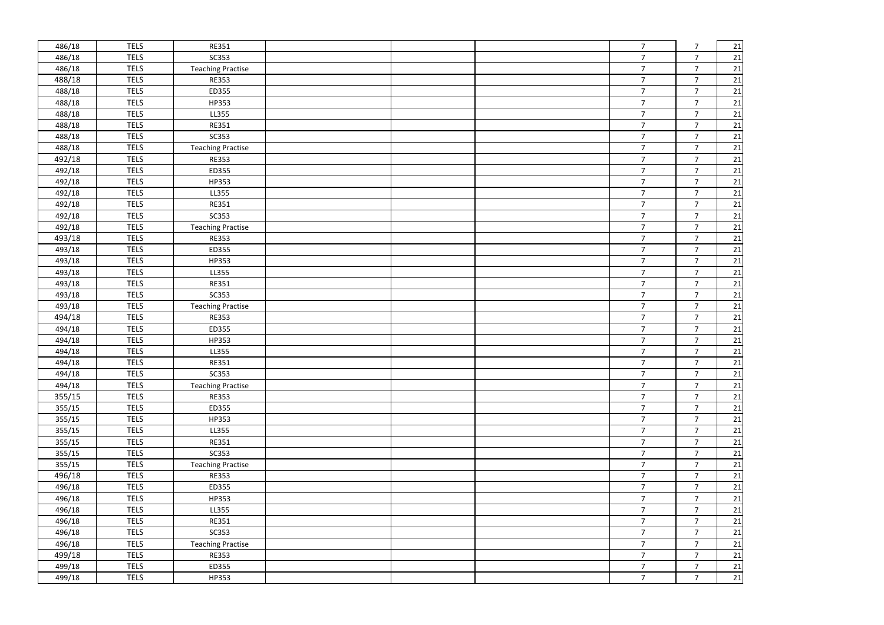| | | | | | | | | |
|---|---|---|---|---|---|---|---|---|
| 486/18 | TELS | RE351 | | | | 7 | 7 | 21 |
| 486/18 | TELS | SC353 | | | | 7 | 7 | 21 |
| 486/18 | TELS | Teaching Practise | | | | 7 | 7 | 21 |
| 488/18 | TELS | RE353 | | | | 7 | 7 | 21 |
| 488/18 | TELS | ED355 | | | | 7 | 7 | 21 |
| 488/18 | TELS | HP353 | | | | 7 | 7 | 21 |
| 488/18 | TELS | LL355 | | | | 7 | 7 | 21 |
| 488/18 | TELS | RE351 | | | | 7 | 7 | 21 |
| 488/18 | TELS | SC353 | | | | 7 | 7 | 21 |
| 488/18 | TELS | Teaching Practise | | | | 7 | 7 | 21 |
| 492/18 | TELS | RE353 | | | | 7 | 7 | 21 |
| 492/18 | TELS | ED355 | | | | 7 | 7 | 21 |
| 492/18 | TELS | HP353 | | | | 7 | 7 | 21 |
| 492/18 | TELS | LL355 | | | | 7 | 7 | 21 |
| 492/18 | TELS | RE351 | | | | 7 | 7 | 21 |
| 492/18 | TELS | SC353 | | | | 7 | 7 | 21 |
| 492/18 | TELS | Teaching Practise | | | | 7 | 7 | 21 |
| 493/18 | TELS | RE353 | | | | 7 | 7 | 21 |
| 493/18 | TELS | ED355 | | | | 7 | 7 | 21 |
| 493/18 | TELS | HP353 | | | | 7 | 7 | 21 |
| 493/18 | TELS | LL355 | | | | 7 | 7 | 21 |
| 493/18 | TELS | RE351 | | | | 7 | 7 | 21 |
| 493/18 | TELS | SC353 | | | | 7 | 7 | 21 |
| 493/18 | TELS | Teaching Practise | | | | 7 | 7 | 21 |
| 494/18 | TELS | RE353 | | | | 7 | 7 | 21 |
| 494/18 | TELS | ED355 | | | | 7 | 7 | 21 |
| 494/18 | TELS | HP353 | | | | 7 | 7 | 21 |
| 494/18 | TELS | LL355 | | | | 7 | 7 | 21 |
| 494/18 | TELS | RE351 | | | | 7 | 7 | 21 |
| 494/18 | TELS | SC353 | | | | 7 | 7 | 21 |
| 494/18 | TELS | Teaching Practise | | | | 7 | 7 | 21 |
| 355/15 | TELS | RE353 | | | | 7 | 7 | 21 |
| 355/15 | TELS | ED355 | | | | 7 | 7 | 21 |
| 355/15 | TELS | HP353 | | | | 7 | 7 | 21 |
| 355/15 | TELS | LL355 | | | | 7 | 7 | 21 |
| 355/15 | TELS | RE351 | | | | 7 | 7 | 21 |
| 355/15 | TELS | SC353 | | | | 7 | 7 | 21 |
| 355/15 | TELS | Teaching Practise | | | | 7 | 7 | 21 |
| 496/18 | TELS | RE353 | | | | 7 | 7 | 21 |
| 496/18 | TELS | ED355 | | | | 7 | 7 | 21 |
| 496/18 | TELS | HP353 | | | | 7 | 7 | 21 |
| 496/18 | TELS | LL355 | | | | 7 | 7 | 21 |
| 496/18 | TELS | RE351 | | | | 7 | 7 | 21 |
| 496/18 | TELS | SC353 | | | | 7 | 7 | 21 |
| 496/18 | TELS | Teaching Practise | | | | 7 | 7 | 21 |
| 499/18 | TELS | RE353 | | | | 7 | 7 | 21 |
| 499/18 | TELS | ED355 | | | | 7 | 7 | 21 |
| 499/18 | TELS | HP353 | | | | 7 | 7 | 21 |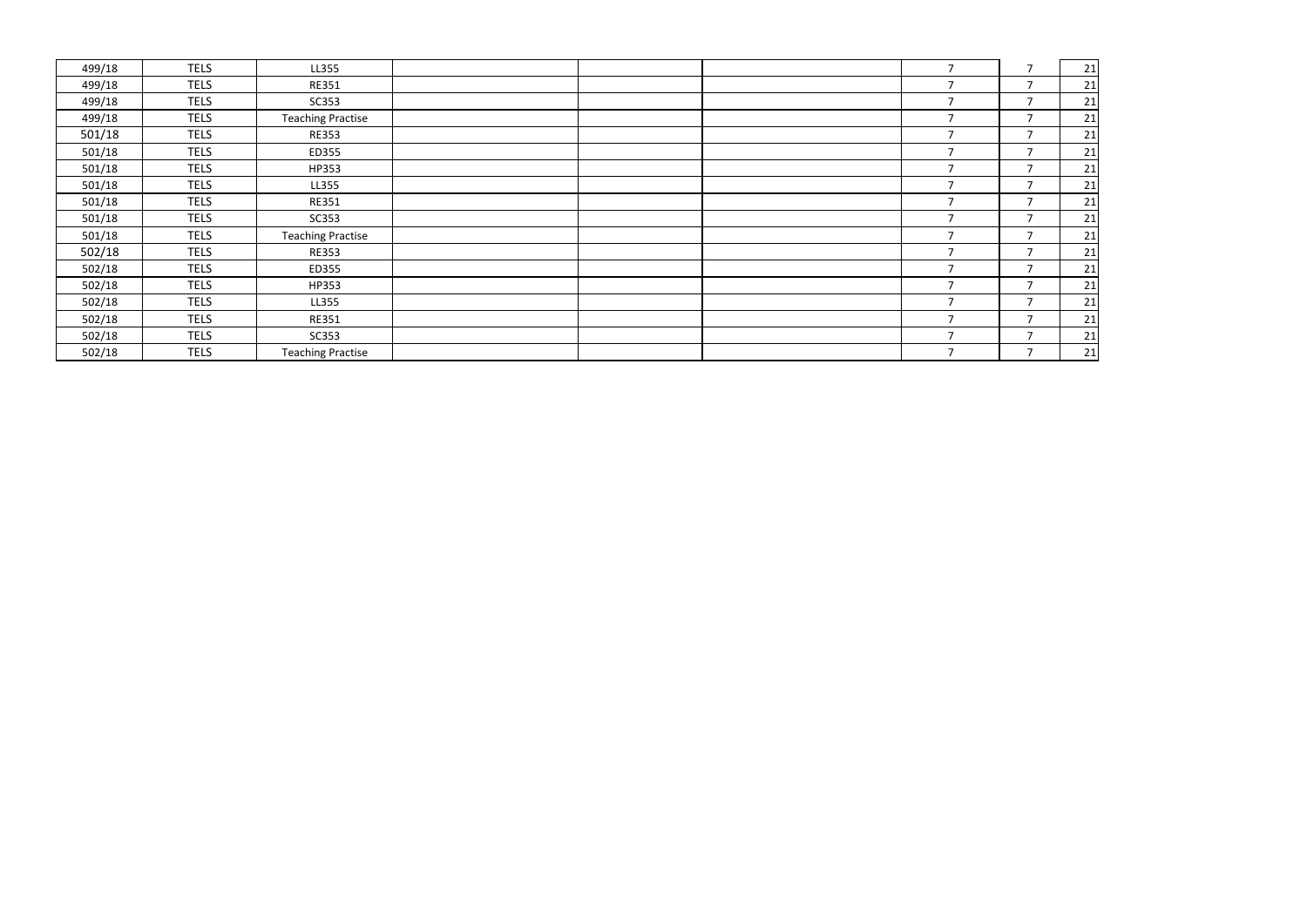| | | | | | | | | |
|---|---|---|---|---|---|---|---|---|
| 499/18 | TELS | LL355 | | | | 7 | 7 | 21 |
| 499/18 | TELS | RE351 | | | | 7 | 7 | 21 |
| 499/18 | TELS | SC353 | | | | 7 | 7 | 21 |
| 499/18 | TELS | Teaching Practise | | | | 7 | 7 | 21 |
| 501/18 | TELS | RE353 | | | | 7 | 7 | 21 |
| 501/18 | TELS | ED355 | | | | 7 | 7 | 21 |
| 501/18 | TELS | HP353 | | | | 7 | 7 | 21 |
| 501/18 | TELS | LL355 | | | | 7 | 7 | 21 |
| 501/18 | TELS | RE351 | | | | 7 | 7 | 21 |
| 501/18 | TELS | SC353 | | | | 7 | 7 | 21 |
| 501/18 | TELS | Teaching Practise | | | | 7 | 7 | 21 |
| 502/18 | TELS | RE353 | | | | 7 | 7 | 21 |
| 502/18 | TELS | ED355 | | | | 7 | 7 | 21 |
| 502/18 | TELS | HP353 | | | | 7 | 7 | 21 |
| 502/18 | TELS | LL355 | | | | 7 | 7 | 21 |
| 502/18 | TELS | RE351 | | | | 7 | 7 | 21 |
| 502/18 | TELS | SC353 | | | | 7 | 7 | 21 |
| 502/18 | TELS | Teaching Practise | | | | 7 | 7 | 21 |